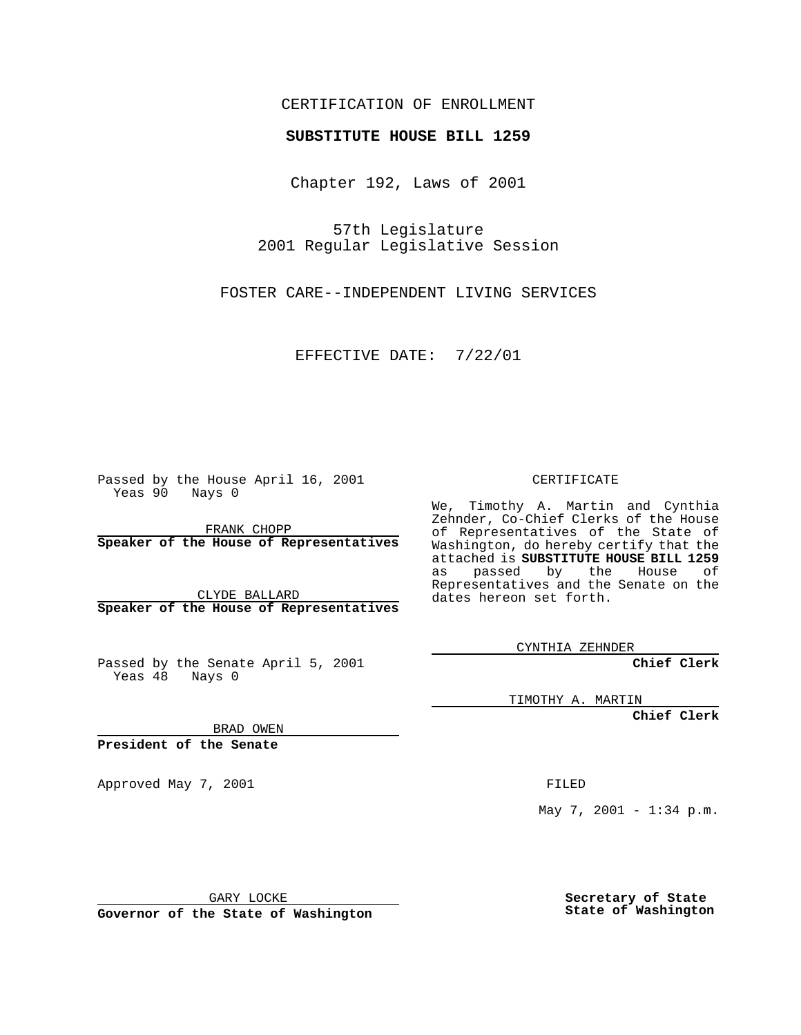CERTIFICATION OF ENROLLMENT

**SUBSTITUTE HOUSE BILL 1259**

Chapter 192, Laws of 2001

57th Legislature
2001 Regular Legislative Session

FOSTER CARE--INDEPENDENT LIVING SERVICES

EFFECTIVE DATE: 7/22/01

Passed by the House April 16, 2001
Yeas 90 Nays 0

FRANK CHOPP
**Speaker of the House of Representatives**

CLYDE BALLARD
**Speaker of the House of Representatives**

Passed by the Senate April 5, 2001
Yeas 48 Nays 0

BRAD OWEN
**President of the Senate**

Approved May 7, 2001

GARY LOCKE
**Governor of the State of Washington**

CERTIFICATE

We, Timothy A. Martin and Cynthia Zehnder, Co-Chief Clerks of the House of Representatives of the State of Washington, do hereby certify that the attached is **SUBSTITUTE HOUSE BILL 1259** as passed by the House of Representatives and the Senate on the dates hereon set forth.

CYNTHIA ZEHNDER
**Chief Clerk**

TIMOTHY A. MARTIN
**Chief Clerk**

FILED

May 7, 2001 - 1:34 p.m.

**Secretary of State**
**State of Washington**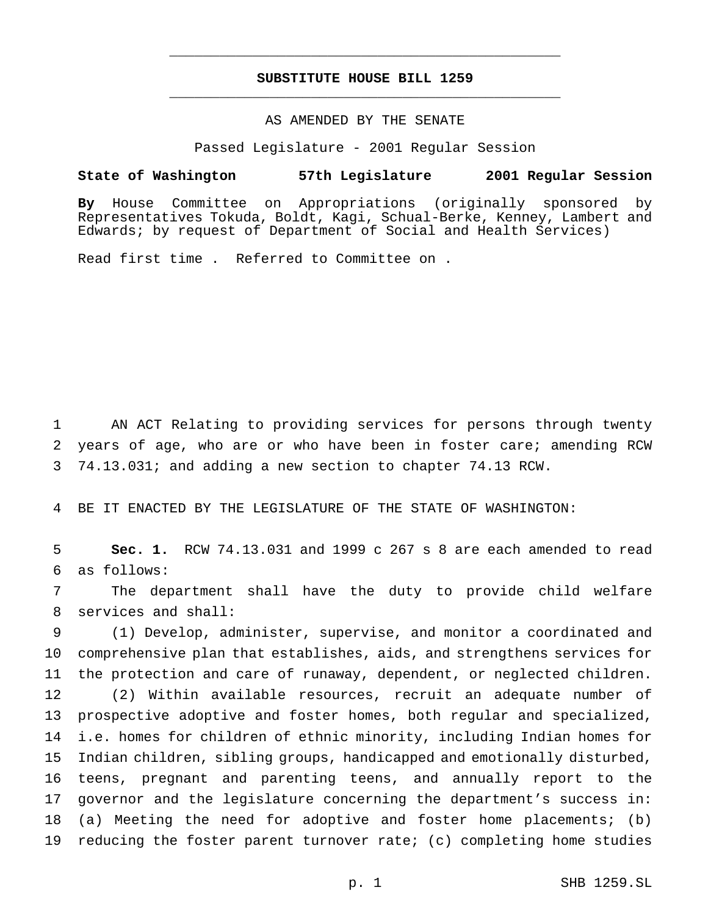# SUBSTITUTE HOUSE BILL 1259

AS AMENDED BY THE SENATE

Passed Legislature - 2001 Regular Session

**State of Washington 57th Legislature 2001 Regular Session**

**By** House Committee on Appropriations (originally sponsored by Representatives Tokuda, Boldt, Kagi, Schual-Berke, Kenney, Lambert and Edwards; by request of Department of Social and Health Services)

Read first time . Referred to Committee on .

AN ACT Relating to providing services for persons through twenty years of age, who are or who have been in foster care; amending RCW 74.13.031; and adding a new section to chapter 74.13 RCW.

BE IT ENACTED BY THE LEGISLATURE OF THE STATE OF WASHINGTON:

**Sec. 1.** RCW 74.13.031 and 1999 c 267 s 8 are each amended to read as follows:

The department shall have the duty to provide child welfare services and shall:

(1) Develop, administer, supervise, and monitor a coordinated and comprehensive plan that establishes, aids, and strengthens services for the protection and care of runaway, dependent, or neglected children.

(2) Within available resources, recruit an adequate number of prospective adoptive and foster homes, both regular and specialized, i.e. homes for children of ethnic minority, including Indian homes for Indian children, sibling groups, handicapped and emotionally disturbed, teens, pregnant and parenting teens, and annually report to the governor and the legislature concerning the department's success in: (a) Meeting the need for adoptive and foster home placements; (b) reducing the foster parent turnover rate; (c) completing home studies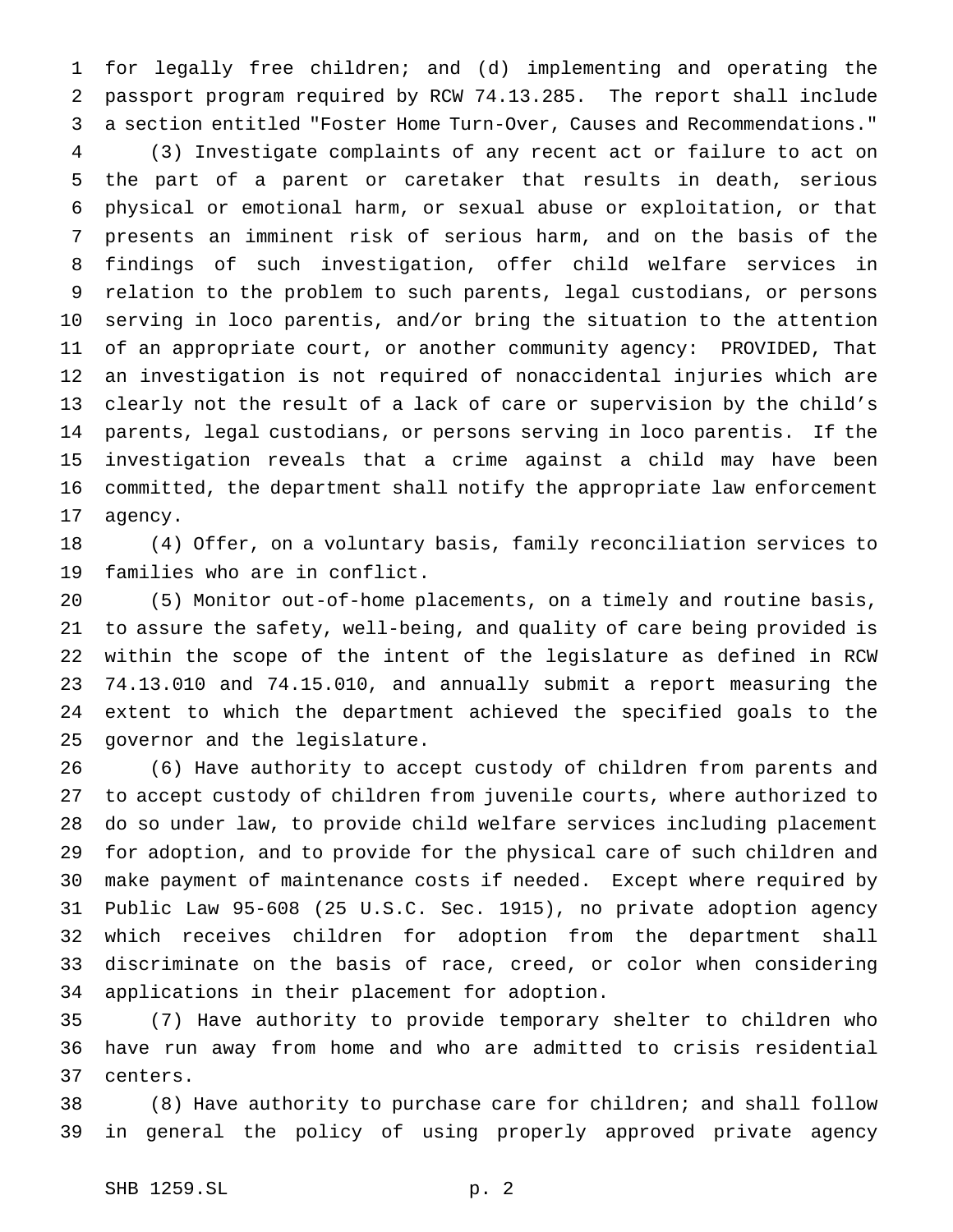for legally free children; and (d) implementing and operating the passport program required by RCW 74.13.285. The report shall include a section entitled "Foster Home Turn-Over, Causes and Recommendations."

(3) Investigate complaints of any recent act or failure to act on the part of a parent or caretaker that results in death, serious physical or emotional harm, or sexual abuse or exploitation, or that presents an imminent risk of serious harm, and on the basis of the findings of such investigation, offer child welfare services in relation to the problem to such parents, legal custodians, or persons serving in loco parentis, and/or bring the situation to the attention of an appropriate court, or another community agency: PROVIDED, That an investigation is not required of nonaccidental injuries which are clearly not the result of a lack of care or supervision by the child's parents, legal custodians, or persons serving in loco parentis. If the investigation reveals that a crime against a child may have been committed, the department shall notify the appropriate law enforcement agency.

(4) Offer, on a voluntary basis, family reconciliation services to families who are in conflict.

(5) Monitor out-of-home placements, on a timely and routine basis, to assure the safety, well-being, and quality of care being provided is within the scope of the intent of the legislature as defined in RCW 74.13.010 and 74.15.010, and annually submit a report measuring the extent to which the department achieved the specified goals to the governor and the legislature.

(6) Have authority to accept custody of children from parents and to accept custody of children from juvenile courts, where authorized to do so under law, to provide child welfare services including placement for adoption, and to provide for the physical care of such children and make payment of maintenance costs if needed. Except where required by Public Law 95-608 (25 U.S.C. Sec. 1915), no private adoption agency which receives children for adoption from the department shall discriminate on the basis of race, creed, or color when considering applications in their placement for adoption.

(7) Have authority to provide temporary shelter to children who have run away from home and who are admitted to crisis residential centers.

(8) Have authority to purchase care for children; and shall follow in general the policy of using properly approved private agency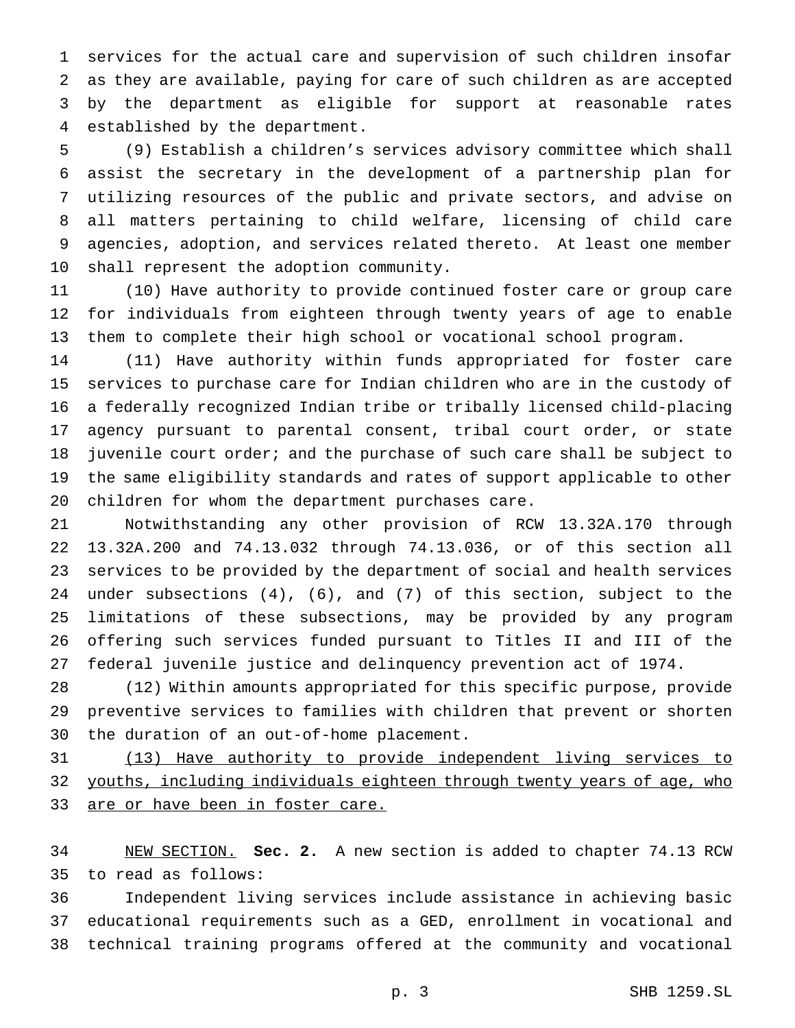services for the actual care and supervision of such children insofar as they are available, paying for care of such children as are accepted by the department as eligible for support at reasonable rates established by the department.

(9) Establish a children's services advisory committee which shall assist the secretary in the development of a partnership plan for utilizing resources of the public and private sectors, and advise on all matters pertaining to child welfare, licensing of child care agencies, adoption, and services related thereto. At least one member shall represent the adoption community.

(10) Have authority to provide continued foster care or group care for individuals from eighteen through twenty years of age to enable them to complete their high school or vocational school program.

(11) Have authority within funds appropriated for foster care services to purchase care for Indian children who are in the custody of a federally recognized Indian tribe or tribally licensed child-placing agency pursuant to parental consent, tribal court order, or state juvenile court order; and the purchase of such care shall be subject to the same eligibility standards and rates of support applicable to other children for whom the department purchases care.

Notwithstanding any other provision of RCW 13.32A.170 through 13.32A.200 and 74.13.032 through 74.13.036, or of this section all services to be provided by the department of social and health services under subsections (4), (6), and (7) of this section, subject to the limitations of these subsections, may be provided by any program offering such services funded pursuant to Titles II and III of the federal juvenile justice and delinquency prevention act of 1974.

(12) Within amounts appropriated for this specific purpose, provide preventive services to families with children that prevent or shorten the duration of an out-of-home placement.

<u>(13) Have authority to provide independent living services to youths, including individuals eighteen through twenty years of age, who are or have been in foster care.</u>

<u>NEW SECTION.</u> **Sec. 2.** A new section is added to chapter 74.13 RCW to read as follows:

Independent living services include assistance in achieving basic educational requirements such as a GED, enrollment in vocational and technical training programs offered at the community and vocational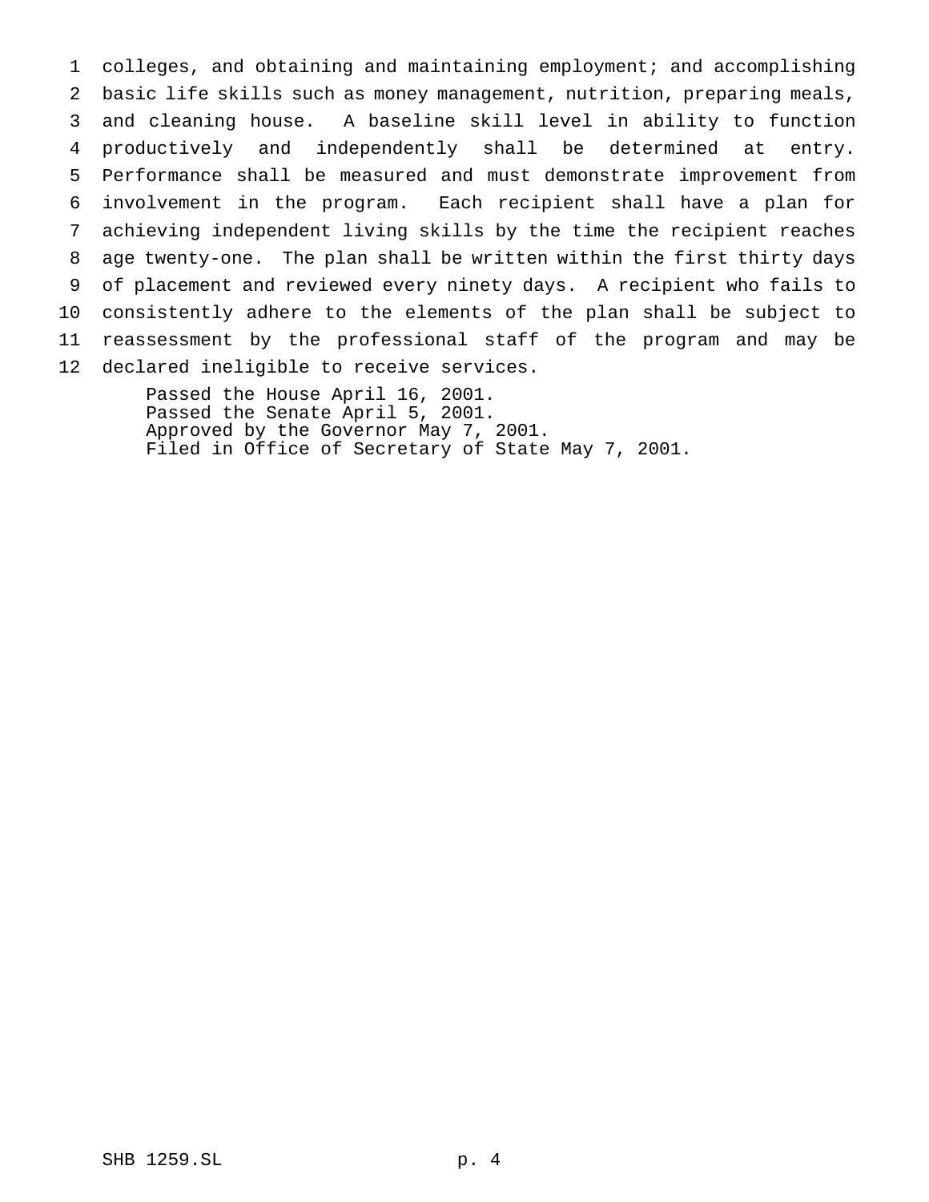colleges, and obtaining and maintaining employment; and accomplishing basic life skills such as money management, nutrition, preparing meals, and cleaning house. A baseline skill level in ability to function productively and independently shall be determined at entry. Performance shall be measured and must demonstrate improvement from involvement in the program. Each recipient shall have a plan for achieving independent living skills by the time the recipient reaches age twenty-one. The plan shall be written within the first thirty days of placement and reviewed every ninety days. A recipient who fails to consistently adhere to the elements of the plan shall be subject to reassessment by the professional staff of the program and may be declared ineligible to receive services.

Passed the House April 16, 2001.
Passed the Senate April 5, 2001.
Approved by the Governor May 7, 2001.
Filed in Office of Secretary of State May 7, 2001.